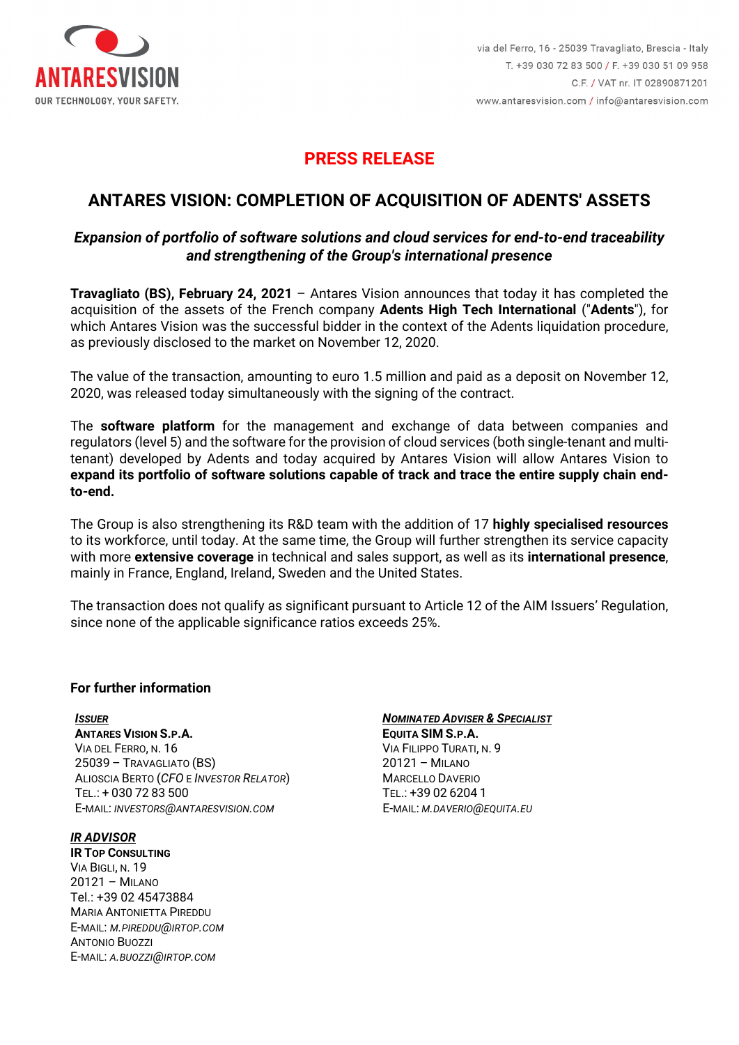ANTARESVISION

OUR TECHNOLOGY, YOUR SAFETY.

via del Ferro, 16 - 25039 Travagliato, Brescia - Italy
T. +39 030 72 83 500 / F. +39 030 51 09 958
C.F. / VAT nr. IT 02890871201
www.antaresvision.com / info@antaresvision.com

# PRESS RELEASE

## ANTARES VISION: COMPLETION OF ACQUISITION OF ADENTS' ASSETS

***Expansion of portfolio of software solutions and cloud services for end-to-end traceability and strengthening of the Group's international presence***

**Travagliato (BS), February 24, 2021** – Antares Vision announces that today it has completed the acquisition of the assets of the French company **Adents High Tech International** ("**Adents**"), for which Antares Vision was the successful bidder in the context of the Adents liquidation procedure, as previously disclosed to the market on November 12, 2020.

The value of the transaction, amounting to euro 1.5 million and paid as a deposit on November 12, 2020, was released today simultaneously with the signing of the contract.

The **software platform** for the management and exchange of data between companies and regulators (level 5) and the software for the provision of cloud services (both single-tenant and multi-tenant) developed by Adents and today acquired by Antares Vision will allow Antares Vision to **expand its portfolio of software solutions capable of track and trace the entire supply chain end-to-end.**

The Group is also strengthening its R&D team with the addition of 17 **highly specialised resources** to its workforce, until today. At the same time, the Group will further strengthen its service capacity with more **extensive coverage** in technical and sales support, as well as its **international presence**, mainly in France, England, Ireland, Sweden and the United States.

The transaction does not qualify as significant pursuant to Article 12 of the AIM Issuers' Regulation, since none of the applicable significance ratios exceeds 25%.

**For further information**

***ISSUER***
**ANTARES VISION S.P.A.**
VIA DEL FERRO, N. 16
25039 – TRAVAGLIATO (BS)
ALIOSCIA BERTO (*CFO E INVESTOR RELATOR*)
TEL.: + 030 72 83 500
E-MAIL: *INVESTORS@ANTARESVISION.COM*

***NOMINATED ADVISER & SPECIALIST***
**EQUITA SIM S.P.A.**
VIA FILIPPO TURATI, N. 9
20121 – MILANO
MARCELLO DAVERIO
TEL.: +39 02 6204 1
E-MAIL: *M.DAVERIO@EQUITA.EU*

***IR ADVISOR***
**IR TOP CONSULTING**
VIA BIGLI, N. 19
20121 – MILANO
Tel.: +39 02 45473884
MARIA ANTONIETTA PIREDDU
E-MAIL: *M.PIREDDU@IRTOP.COM*
ANTONIO BUOZZI
E-MAIL: *A.BUOZZI@IRTOP.COM*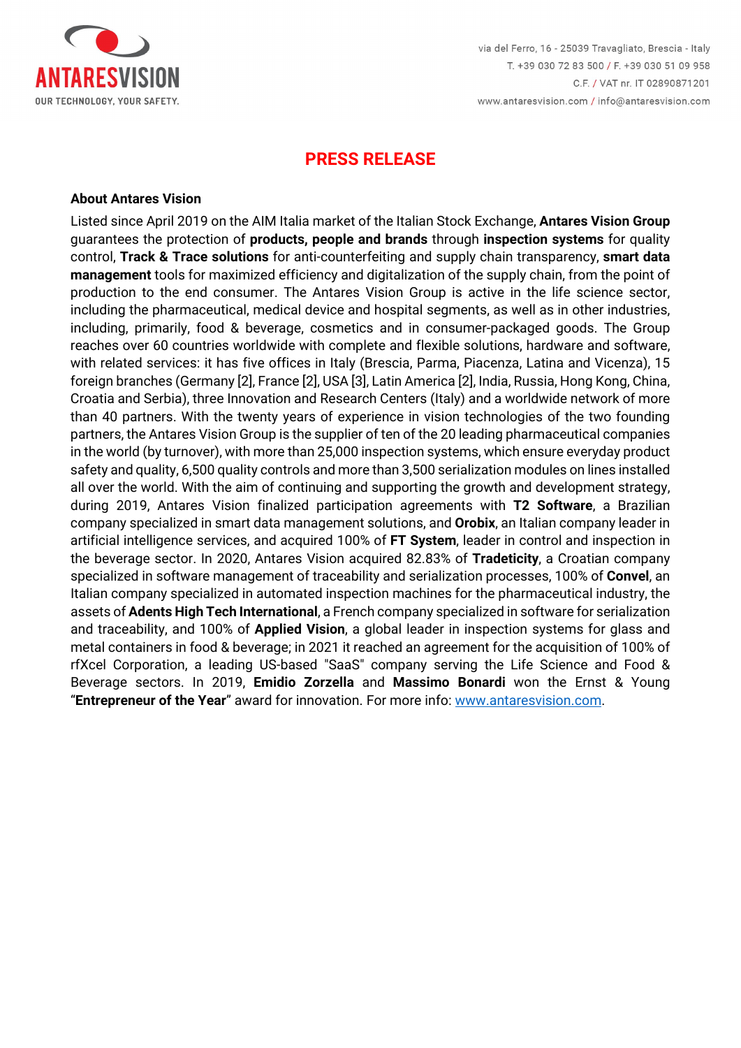# PRESS RELEASE

**About Antares Vision**

Listed since April 2019 on the AIM Italia market of the Italian Stock Exchange, **Antares Vision Group** guarantees the protection of **products, people and brands** through **inspection systems** for quality control, **Track & Trace solutions** for anti-counterfeiting and supply chain transparency, **smart data management** tools for maximized efficiency and digitalization of the supply chain, from the point of production to the end consumer. The Antares Vision Group is active in the life science sector, including the pharmaceutical, medical device and hospital segments, as well as in other industries, including, primarily, food & beverage, cosmetics and in consumer-packaged goods. The Group reaches over 60 countries worldwide with complete and flexible solutions, hardware and software, with related services: it has five offices in Italy (Brescia, Parma, Piacenza, Latina and Vicenza), 15 foreign branches (Germany [2], France [2], USA [3], Latin America [2], India, Russia, Hong Kong, China, Croatia and Serbia), three Innovation and Research Centers (Italy) and a worldwide network of more than 40 partners. With the twenty years of experience in vision technologies of the two founding partners, the Antares Vision Group is the supplier of ten of the 20 leading pharmaceutical companies in the world (by turnover), with more than 25,000 inspection systems, which ensure everyday product safety and quality, 6,500 quality controls and more than 3,500 serialization modules on lines installed all over the world. With the aim of continuing and supporting the growth and development strategy, during 2019, Antares Vision finalized participation agreements with **T2 Software**, a Brazilian company specialized in smart data management solutions, and **Orobix**, an Italian company leader in artificial intelligence services, and acquired 100% of **FT System**, leader in control and inspection in the beverage sector. In 2020, Antares Vision acquired 82.83% of **Tradeticity**, a Croatian company specialized in software management of traceability and serialization processes, 100% of **Convel**, an Italian company specialized in automated inspection machines for the pharmaceutical industry, the assets of **Adents High Tech International**, a French company specialized in software for serialization and traceability, and 100% of **Applied Vision**, a global leader in inspection systems for glass and metal containers in food & beverage; in 2021 it reached an agreement for the acquisition of 100% of rfXcel Corporation, a leading US-based "SaaS" company serving the Life Science and Food & Beverage sectors. In 2019, **Emidio Zorzella** and **Massimo Bonardi** won the Ernst & Young "**Entrepreneur of the Year**" award for innovation. For more info: www.antaresvision.com.